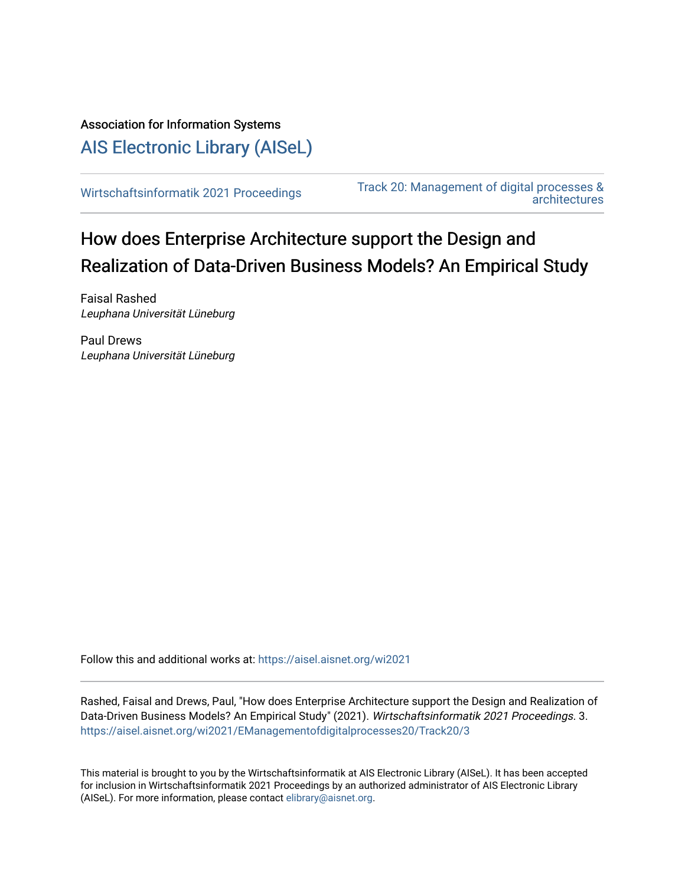Association for Information Systems

# AIS Electronic Library (AISeL)

Wirtschaftsinformatik 2021 Proceedings

Track 20: Management of digital processes & architectures

## How does Enterprise Architecture support the Design and Realization of Data-Driven Business Models? An Empirical Study

Faisal Rashed
*Leuphana Universität Lüneburg*

Paul Drews
*Leuphana Universität Lüneburg*

Follow this and additional works at: https://aisel.aisnet.org/wi2021

Rashed, Faisal and Drews, Paul, "How does Enterprise Architecture support the Design and Realization of Data-Driven Business Models? An Empirical Study" (2021). *Wirtschaftsinformatik 2021 Proceedings*. 3.
https://aisel.aisnet.org/wi2021/EManagementofdigitalprocesses20/Track20/3

This material is brought to you by the Wirtschaftsinformatik at AIS Electronic Library (AISeL). It has been accepted for inclusion in Wirtschaftsinformatik 2021 Proceedings by an authorized administrator of AIS Electronic Library (AISeL). For more information, please contact elibrary@aisnet.org.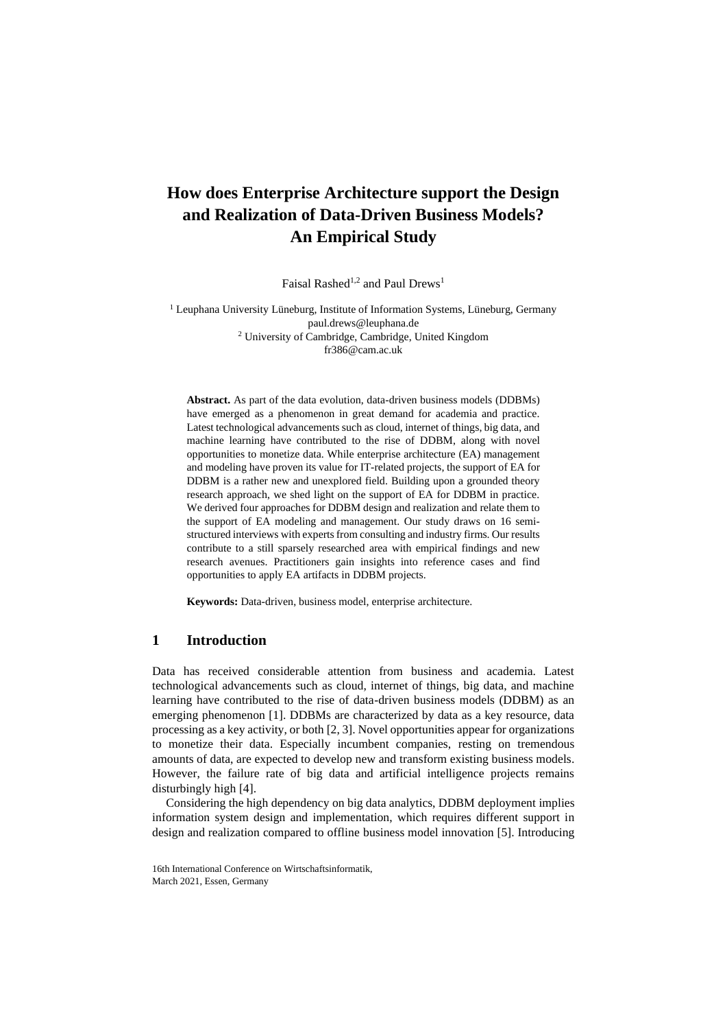# How does Enterprise Architecture support the Design and Realization of Data-Driven Business Models? An Empirical Study

Faisal Rashed[1,2] and Paul Drews[1]

[1] Leuphana University Lüneburg, Institute of Information Systems, Lüneburg, Germany
paul.drews@leuphana.de
[2] University of Cambridge, Cambridge, United Kingdom
fr386@cam.ac.uk

**Abstract.** As part of the data evolution, data-driven business models (DDBMs) have emerged as a phenomenon in great demand for academia and practice. Latest technological advancements such as cloud, internet of things, big data, and machine learning have contributed to the rise of DDBM, along with novel opportunities to monetize data. While enterprise architecture (EA) management and modeling have proven its value for IT-related projects, the support of EA for DDBM is a rather new and unexplored field. Building upon a grounded theory research approach, we shed light on the support of EA for DDBM in practice. We derived four approaches for DDBM design and realization and relate them to the support of EA modeling and management. Our study draws on 16 semi-structured interviews with experts from consulting and industry firms. Our results contribute to a still sparsely researched area with empirical findings and new research avenues. Practitioners gain insights into reference cases and find opportunities to apply EA artifacts in DDBM projects.

**Keywords:** Data-driven, business model, enterprise architecture.

## 1 Introduction

Data has received considerable attention from business and academia. Latest technological advancements such as cloud, internet of things, big data, and machine learning have contributed to the rise of data-driven business models (DDBM) as an emerging phenomenon [1]. DDBMs are characterized by data as a key resource, data processing as a key activity, or both [2, 3]. Novel opportunities appear for organizations to monetize their data. Especially incumbent companies, resting on tremendous amounts of data, are expected to develop new and transform existing business models. However, the failure rate of big data and artificial intelligence projects remains disturbingly high [4].

Considering the high dependency on big data analytics, DDBM deployment implies information system design and implementation, which requires different support in design and realization compared to offline business model innovation [5]. Introducing

16th International Conference on Wirtschaftsinformatik,
March 2021, Essen, Germany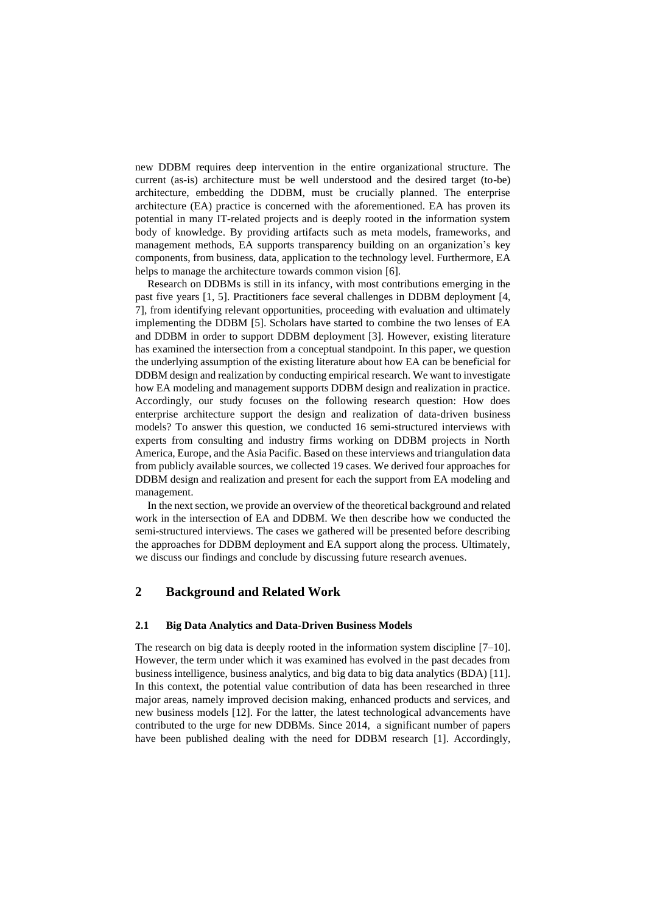new DDBM requires deep intervention in the entire organizational structure. The current (as-is) architecture must be well understood and the desired target (to-be) architecture, embedding the DDBM, must be crucially planned. The enterprise architecture (EA) practice is concerned with the aforementioned. EA has proven its potential in many IT-related projects and is deeply rooted in the information system body of knowledge. By providing artifacts such as meta models, frameworks, and management methods, EA supports transparency building on an organization's key components, from business, data, application to the technology level. Furthermore, EA helps to manage the architecture towards common vision [6].

Research on DDBMs is still in its infancy, with most contributions emerging in the past five years [1, 5]. Practitioners face several challenges in DDBM deployment [4, 7], from identifying relevant opportunities, proceeding with evaluation and ultimately implementing the DDBM [5]. Scholars have started to combine the two lenses of EA and DDBM in order to support DDBM deployment [3]. However, existing literature has examined the intersection from a conceptual standpoint. In this paper, we question the underlying assumption of the existing literature about how EA can be beneficial for DDBM design and realization by conducting empirical research. We want to investigate how EA modeling and management supports DDBM design and realization in practice. Accordingly, our study focuses on the following research question: How does enterprise architecture support the design and realization of data-driven business models? To answer this question, we conducted 16 semi-structured interviews with experts from consulting and industry firms working on DDBM projects in North America, Europe, and the Asia Pacific. Based on these interviews and triangulation data from publicly available sources, we collected 19 cases. We derived four approaches for DDBM design and realization and present for each the support from EA modeling and management.

In the next section, we provide an overview of the theoretical background and related work in the intersection of EA and DDBM. We then describe how we conducted the semi-structured interviews. The cases we gathered will be presented before describing the approaches for DDBM deployment and EA support along the process. Ultimately, we discuss our findings and conclude by discussing future research avenues.

## 2 Background and Related Work

### 2.1 Big Data Analytics and Data-Driven Business Models

The research on big data is deeply rooted in the information system discipline [7–10]. However, the term under which it was examined has evolved in the past decades from business intelligence, business analytics, and big data to big data analytics (BDA) [11]. In this context, the potential value contribution of data has been researched in three major areas, namely improved decision making, enhanced products and services, and new business models [12]. For the latter, the latest technological advancements have contributed to the urge for new DDBMs. Since 2014, a significant number of papers have been published dealing with the need for DDBM research [1]. Accordingly,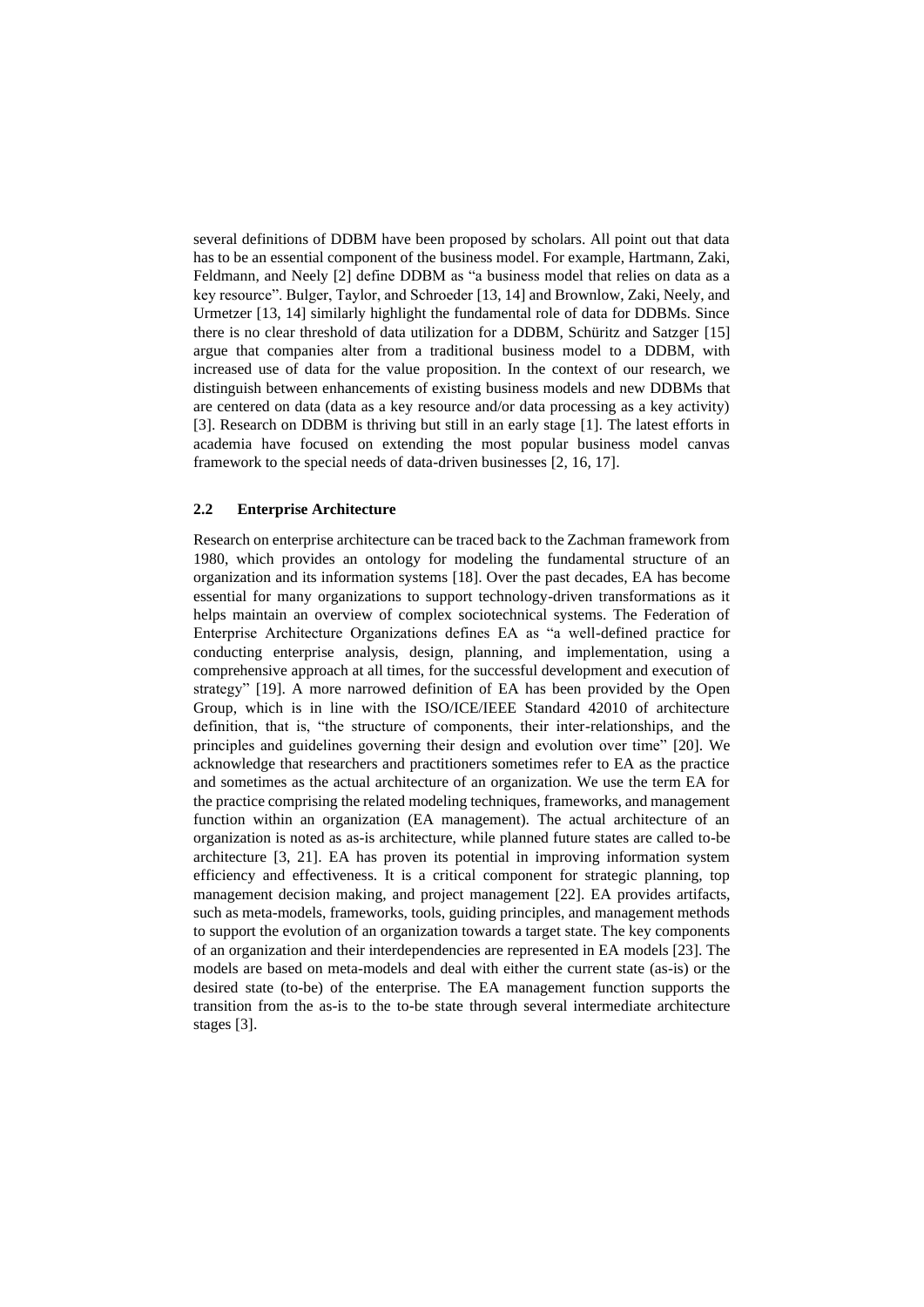several definitions of DDBM have been proposed by scholars. All point out that data has to be an essential component of the business model. For example, Hartmann, Zaki, Feldmann, and Neely [2] define DDBM as "a business model that relies on data as a key resource". Bulger, Taylor, and Schroeder [13, 14] and Brownlow, Zaki, Neely, and Urmetzer [13, 14] similarly highlight the fundamental role of data for DDBMs. Since there is no clear threshold of data utilization for a DDBM, Schüritz and Satzger [15] argue that companies alter from a traditional business model to a DDBM, with increased use of data for the value proposition. In the context of our research, we distinguish between enhancements of existing business models and new DDBMs that are centered on data (data as a key resource and/or data processing as a key activity) [3]. Research on DDBM is thriving but still in an early stage [1]. The latest efforts in academia have focused on extending the most popular business model canvas framework to the special needs of data-driven businesses [2, 16, 17].

### 2.2 Enterprise Architecture

Research on enterprise architecture can be traced back to the Zachman framework from 1980, which provides an ontology for modeling the fundamental structure of an organization and its information systems [18]. Over the past decades, EA has become essential for many organizations to support technology-driven transformations as it helps maintain an overview of complex sociotechnical systems. The Federation of Enterprise Architecture Organizations defines EA as "a well-defined practice for conducting enterprise analysis, design, planning, and implementation, using a comprehensive approach at all times, for the successful development and execution of strategy" [19]. A more narrowed definition of EA has been provided by the Open Group, which is in line with the ISO/ICE/IEEE Standard 42010 of architecture definition, that is, "the structure of components, their inter-relationships, and the principles and guidelines governing their design and evolution over time" [20]. We acknowledge that researchers and practitioners sometimes refer to EA as the practice and sometimes as the actual architecture of an organization. We use the term EA for the practice comprising the related modeling techniques, frameworks, and management function within an organization (EA management). The actual architecture of an organization is noted as as-is architecture, while planned future states are called to-be architecture [3, 21]. EA has proven its potential in improving information system efficiency and effectiveness. It is a critical component for strategic planning, top management decision making, and project management [22]. EA provides artifacts, such as meta-models, frameworks, tools, guiding principles, and management methods to support the evolution of an organization towards a target state. The key components of an organization and their interdependencies are represented in EA models [23]. The models are based on meta-models and deal with either the current state (as-is) or the desired state (to-be) of the enterprise. The EA management function supports the transition from the as-is to the to-be state through several intermediate architecture stages [3].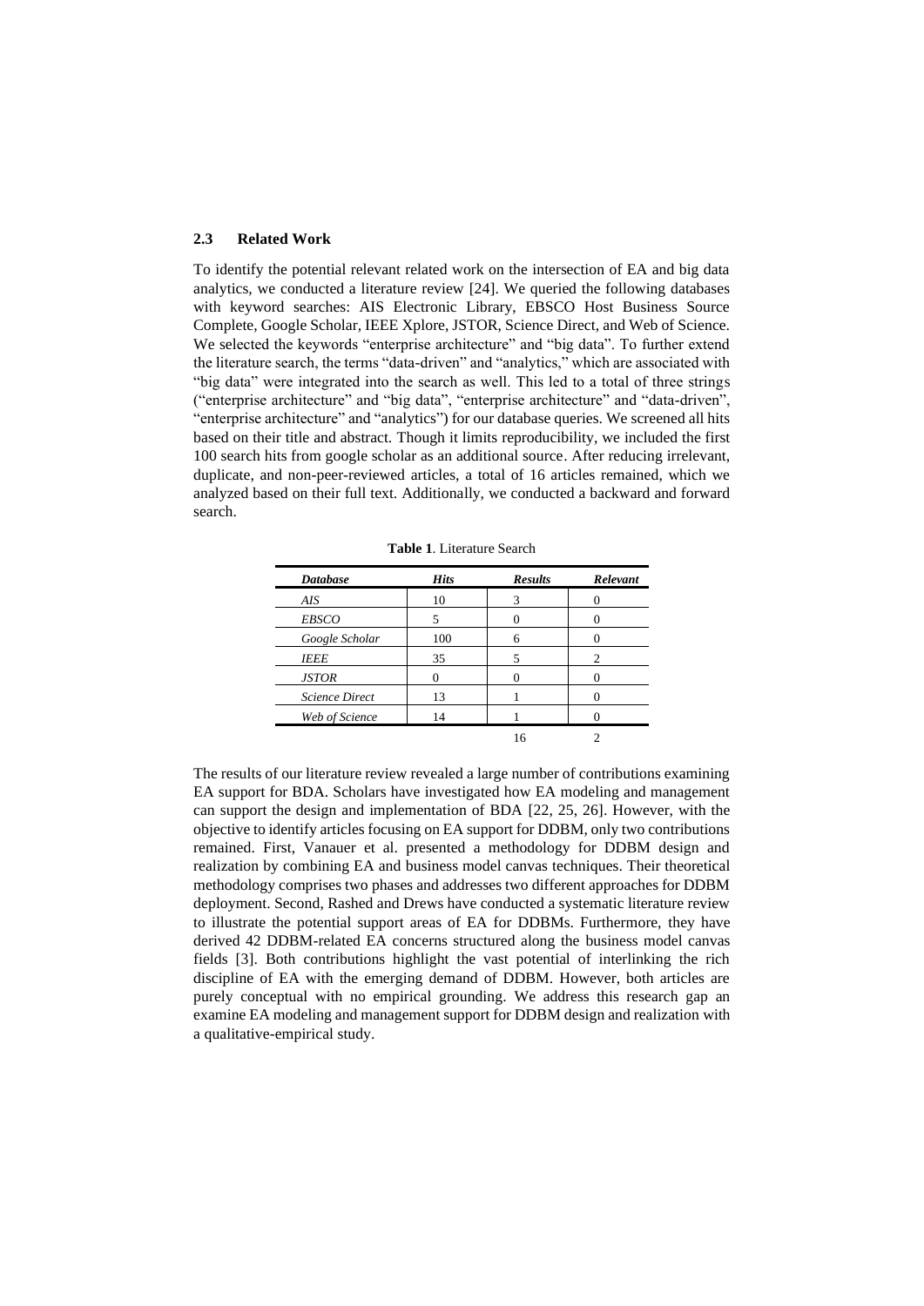### 2.3 Related Work

To identify the potential relevant related work on the intersection of EA and big data analytics, we conducted a literature review [24]. We queried the following databases with keyword searches: AIS Electronic Library, EBSCO Host Business Source Complete, Google Scholar, IEEE Xplore, JSTOR, Science Direct, and Web of Science. We selected the keywords "enterprise architecture" and "big data". To further extend the literature search, the terms "data-driven" and "analytics," which are associated with "big data" were integrated into the search as well. This led to a total of three strings ("enterprise architecture" and "big data", "enterprise architecture" and "data-driven", "enterprise architecture" and "analytics") for our database queries. We screened all hits based on their title and abstract. Though it limits reproducibility, we included the first 100 search hits from google scholar as an additional source. After reducing irrelevant, duplicate, and non-peer-reviewed articles, a total of 16 articles remained, which we analyzed based on their full text. Additionally, we conducted a backward and forward search.

**Table 1**. Literature Search

| *Database* | *Hits* | *Results* | *Relevant* |
|---|---|---|---|
| *AIS* | 10 | 3 | 0 |
| *EBSCO* | 5 | 0 | 0 |
| *Google Scholar* | 100 | 6 | 0 |
| *IEEE* | 35 | 5 | 2 |
| *JSTOR* | 0 | 0 | 0 |
| *Science Direct* | 13 | 1 | 0 |
| *Web of Science* | 14 | 1 | 0 |
| | | 16 | 2 |

The results of our literature review revealed a large number of contributions examining EA support for BDA. Scholars have investigated how EA modeling and management can support the design and implementation of BDA [22, 25, 26]. However, with the objective to identify articles focusing on EA support for DDBM, only two contributions remained. First, Vanauer et al. presented a methodology for DDBM design and realization by combining EA and business model canvas techniques. Their theoretical methodology comprises two phases and addresses two different approaches for DDBM deployment. Second, Rashed and Drews have conducted a systematic literature review to illustrate the potential support areas of EA for DDBMs. Furthermore, they have derived 42 DDBM-related EA concerns structured along the business model canvas fields [3]. Both contributions highlight the vast potential of interlinking the rich discipline of EA with the emerging demand of DDBM. However, both articles are purely conceptual with no empirical grounding. We address this research gap an examine EA modeling and management support for DDBM design and realization with a qualitative-empirical study.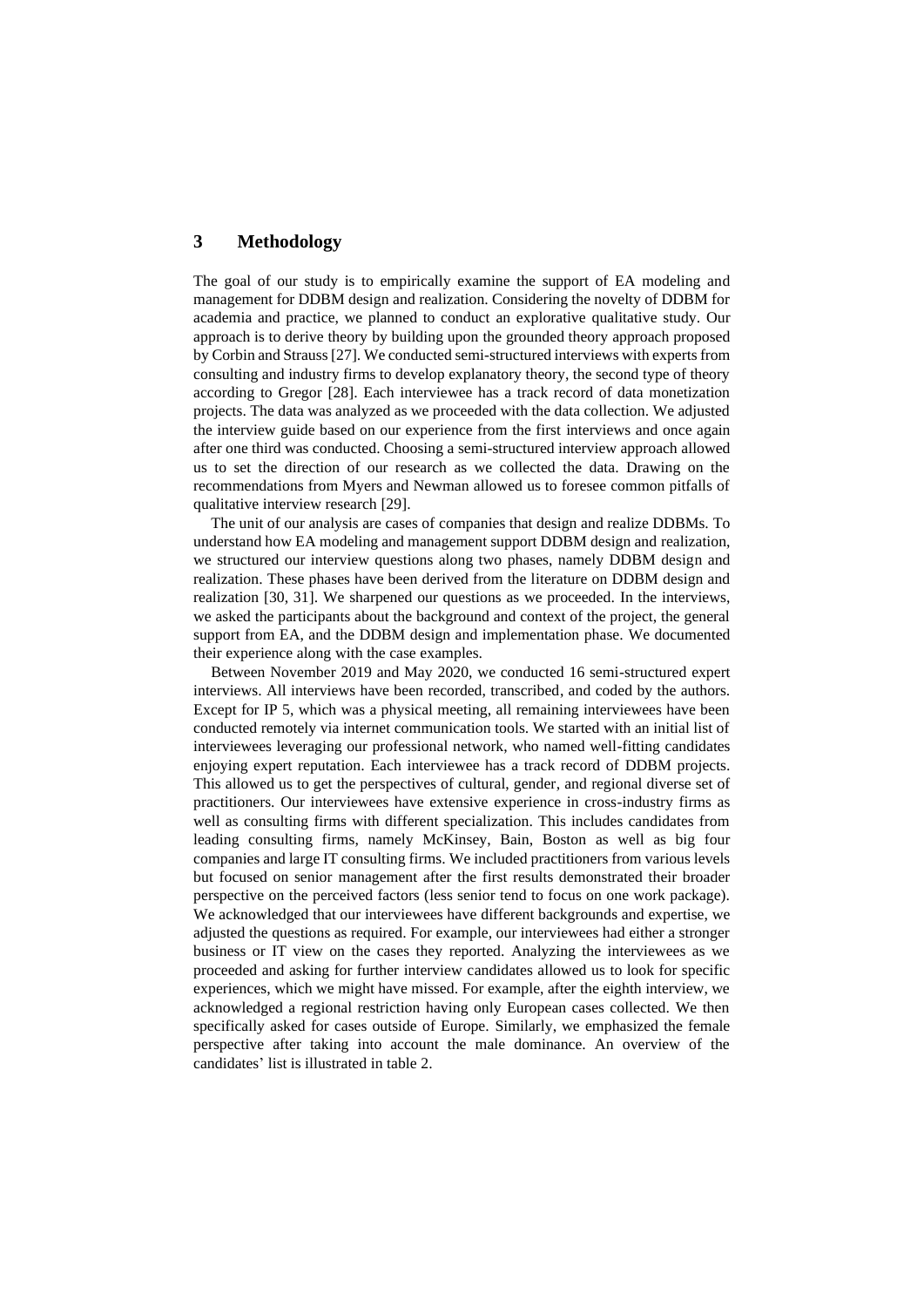## 3 Methodology

The goal of our study is to empirically examine the support of EA modeling and management for DDBM design and realization. Considering the novelty of DDBM for academia and practice, we planned to conduct an explorative qualitative study. Our approach is to derive theory by building upon the grounded theory approach proposed by Corbin and Strauss [27]. We conducted semi-structured interviews with experts from consulting and industry firms to develop explanatory theory, the second type of theory according to Gregor [28]. Each interviewee has a track record of data monetization projects. The data was analyzed as we proceeded with the data collection. We adjusted the interview guide based on our experience from the first interviews and once again after one third was conducted. Choosing a semi-structured interview approach allowed us to set the direction of our research as we collected the data. Drawing on the recommendations from Myers and Newman allowed us to foresee common pitfalls of qualitative interview research [29].

The unit of our analysis are cases of companies that design and realize DDBMs. To understand how EA modeling and management support DDBM design and realization, we structured our interview questions along two phases, namely DDBM design and realization. These phases have been derived from the literature on DDBM design and realization [30, 31]. We sharpened our questions as we proceeded. In the interviews, we asked the participants about the background and context of the project, the general support from EA, and the DDBM design and implementation phase. We documented their experience along with the case examples.

Between November 2019 and May 2020, we conducted 16 semi-structured expert interviews. All interviews have been recorded, transcribed, and coded by the authors. Except for IP 5, which was a physical meeting, all remaining interviewees have been conducted remotely via internet communication tools. We started with an initial list of interviewees leveraging our professional network, who named well-fitting candidates enjoying expert reputation. Each interviewee has a track record of DDBM projects. This allowed us to get the perspectives of cultural, gender, and regional diverse set of practitioners. Our interviewees have extensive experience in cross-industry firms as well as consulting firms with different specialization. This includes candidates from leading consulting firms, namely McKinsey, Bain, Boston as well as big four companies and large IT consulting firms. We included practitioners from various levels but focused on senior management after the first results demonstrated their broader perspective on the perceived factors (less senior tend to focus on one work package). We acknowledged that our interviewees have different backgrounds and expertise, we adjusted the questions as required. For example, our interviewees had either a stronger business or IT view on the cases they reported. Analyzing the interviewees as we proceeded and asking for further interview candidates allowed us to look for specific experiences, which we might have missed. For example, after the eighth interview, we acknowledged a regional restriction having only European cases collected. We then specifically asked for cases outside of Europe. Similarly, we emphasized the female perspective after taking into account the male dominance. An overview of the candidates' list is illustrated in table 2.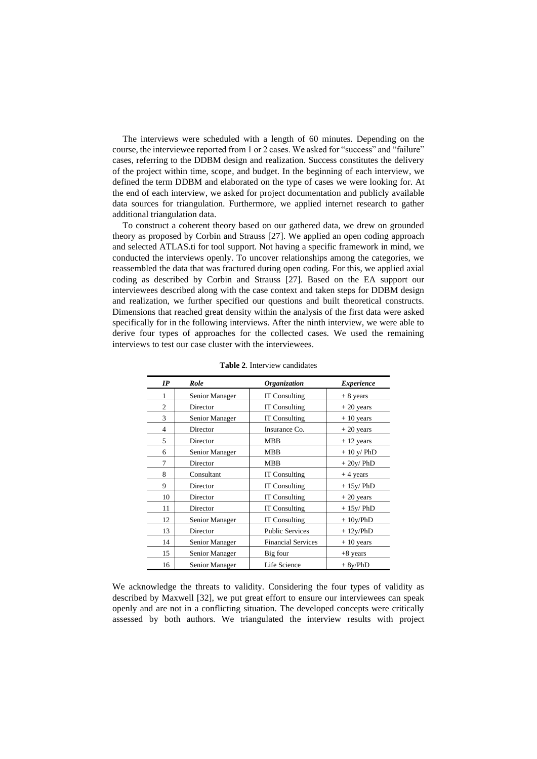The interviews were scheduled with a length of 60 minutes. Depending on the course, the interviewee reported from 1 or 2 cases. We asked for "success" and "failure" cases, referring to the DDBM design and realization. Success constitutes the delivery of the project within time, scope, and budget. In the beginning of each interview, we defined the term DDBM and elaborated on the type of cases we were looking for. At the end of each interview, we asked for project documentation and publicly available data sources for triangulation. Furthermore, we applied internet research to gather additional triangulation data.

To construct a coherent theory based on our gathered data, we drew on grounded theory as proposed by Corbin and Strauss [27]. We applied an open coding approach and selected ATLAS.ti for tool support. Not having a specific framework in mind, we conducted the interviews openly. To uncover relationships among the categories, we reassembled the data that was fractured during open coding. For this, we applied axial coding as described by Corbin and Strauss [27]. Based on the EA support our interviewees described along with the case context and taken steps for DDBM design and realization, we further specified our questions and built theoretical constructs. Dimensions that reached great density within the analysis of the first data were asked specifically for in the following interviews. After the ninth interview, we were able to derive four types of approaches for the collected cases. We used the remaining interviews to test our case cluster with the interviewees.

**Table 2**. Interview candidates

| *IP* | *Role* | *Organization* | *Experience* |
|---|---|---|---|
| 1 | Senior Manager | IT Consulting | + 8 years |
| 2 | Director | IT Consulting | + 20 years |
| 3 | Senior Manager | IT Consulting | + 10 years |
| 4 | Director | Insurance Co. | + 20 years |
| 5 | Director | MBB | + 12 years |
| 6 | Senior Manager | MBB | + 10 y/ PhD |
| 7 | Director | MBB | + 20y/ PhD |
| 8 | Consultant | IT Consulting | + 4 years |
| 9 | Director | IT Consulting | + 15y/ PhD |
| 10 | Director | IT Consulting | + 20 years |
| 11 | Director | IT Consulting | + 15y/ PhD |
| 12 | Senior Manager | IT Consulting | + 10y/PhD |
| 13 | Director | Public Services | + 12y/PhD |
| 14 | Senior Manager | Financial Services | + 10 years |
| 15 | Senior Manager | Big four | +8 years |
| 16 | Senior Manager | Life Science | + 8y/PhD |

We acknowledge the threats to validity. Considering the four types of validity as described by Maxwell [32], we put great effort to ensure our interviewees can speak openly and are not in a conflicting situation. The developed concepts were critically assessed by both authors. We triangulated the interview results with project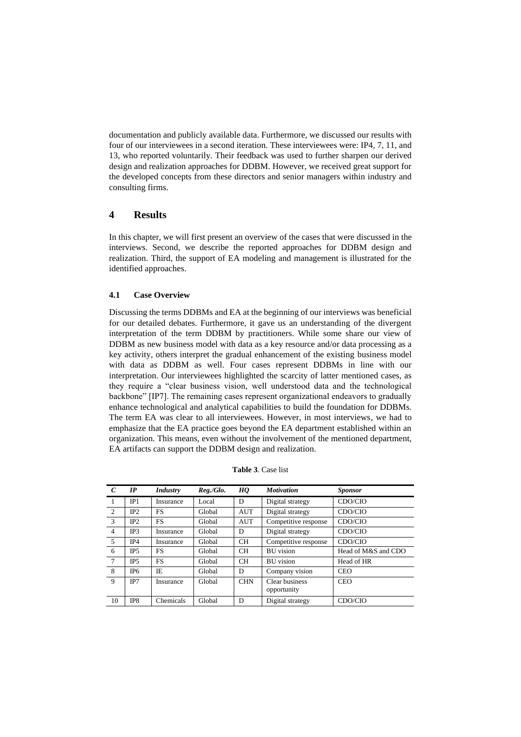documentation and publicly available data. Furthermore, we discussed our results with four of our interviewees in a second iteration. These interviewees were: IP4, 7, 11, and 13, who reported voluntarily. Their feedback was used to further sharpen our derived design and realization approaches for DDBM. However, we received great support for the developed concepts from these directors and senior managers within industry and consulting firms.

# 4 Results

In this chapter, we will first present an overview of the cases that were discussed in the interviews. Second, we describe the reported approaches for DDBM design and realization. Third, the support of EA modeling and management is illustrated for the identified approaches.

## 4.1 Case Overview

Discussing the terms DDBMs and EA at the beginning of our interviews was beneficial for our detailed debates. Furthermore, it gave us an understanding of the divergent interpretation of the term DDBM by practitioners. While some share our view of DDBM as new business model with data as a key resource and/or data processing as a key activity, others interpret the gradual enhancement of the existing business model with data as DDBM as well. Four cases represent DDBMs in line with our interpretation. Our interviewees highlighted the scarcity of latter mentioned cases, as they require a "clear business vision, well understood data and the technological backbone" [IP7]. The remaining cases represent organizational endeavors to gradually enhance technological and analytical capabilities to build the foundation for DDBMs. The term EA was clear to all interviewees. However, in most interviews, we had to emphasize that the EA practice goes beyond the EA department established within an organization. This means, even without the involvement of the mentioned department, EA artifacts can support the DDBM design and realization.

**Table 3**. Case list

| *C* | *IP* | *Industry* | *Reg./Glo.* | *HQ* | *Motivation* | *Sponsor* |
|---|---|---|---|---|---|---|
| 1 | IP1 | Insurance | Local | D | Digital strategy | CDO/CIO |
| 2 | IP2 | FS | Global | AUT | Digital strategy | CDO/CIO |
| 3 | IP2 | FS | Global | AUT | Competitive response | CDO/CIO |
| 4 | IP3 | Insurance | Global | D | Digital strategy | CDO/CIO |
| 5 | IP4 | Insurance | Global | CH | Competitive response | CDO/CIO |
| 6 | IP5 | FS | Global | CH | BU vision | Head of M&S and CDO |
| 7 | IP5 | FS | Global | CH | BU vision | Head of HR |
| 8 | IP6 | IE | Global | D | Company vision | CEO |
| 9 | IP7 | Insurance | Global | CHN | Clear business opportunity | CEO |
| 10 | IP8 | Chemicals | Global | D | Digital strategy | CDO/CIO |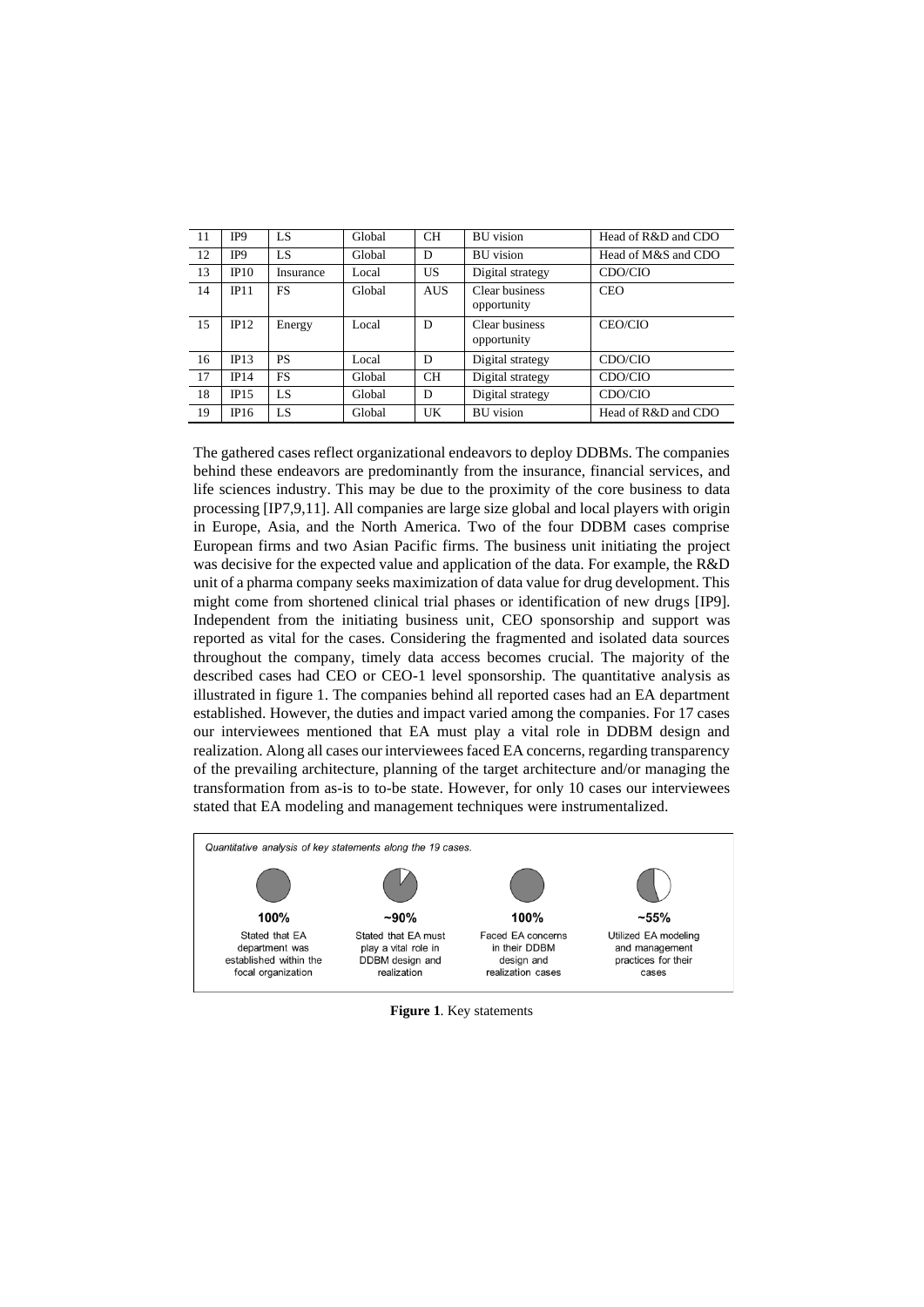| | | | | | | |
|---|---|---|---|---|---|---|
| 11 | IP9 | LS | Global | CH | BU vision | Head of R&D and CDO |
| 12 | IP9 | LS | Global | D | BU vision | Head of M&S and CDO |
| 13 | IP10 | Insurance | Local | US | Digital strategy | CDO/CIO |
| 14 | IP11 | FS | Global | AUS | Clear business opportunity | CEO |
| 15 | IP12 | Energy | Local | D | Clear business opportunity | CEO/CIO |
| 16 | IP13 | PS | Local | D | Digital strategy | CDO/CIO |
| 17 | IP14 | FS | Global | CH | Digital strategy | CDO/CIO |
| 18 | IP15 | LS | Global | D | Digital strategy | CDO/CIO |
| 19 | IP16 | LS | Global | UK | BU vision | Head of R&D and CDO |

The gathered cases reflect organizational endeavors to deploy DDBMs. The companies behind these endeavors are predominantly from the insurance, financial services, and life sciences industry. This may be due to the proximity of the core business to data processing [IP7,9,11]. All companies are large size global and local players with origin in Europe, Asia, and the North America. Two of the four DDBM cases comprise European firms and two Asian Pacific firms. The business unit initiating the project was decisive for the expected value and application of the data. For example, the R&D unit of a pharma company seeks maximization of data value for drug development. This might come from shortened clinical trial phases or identification of new drugs [IP9]. Independent from the initiating business unit, CEO sponsorship and support was reported as vital for the cases. Considering the fragmented and isolated data sources throughout the company, timely data access becomes crucial. The majority of the described cases had CEO or CEO-1 level sponsorship. The quantitative analysis as illustrated in figure 1. The companies behind all reported cases had an EA department established. However, the duties and impact varied among the companies. For 17 cases our interviewees mentioned that EA must play a vital role in DDBM design and realization. Along all cases our interviewees faced EA concerns, regarding transparency of the prevailing architecture, planning of the target architecture and/or managing the transformation from as-is to to-be state. However, for only 10 cases our interviewees stated that EA modeling and management techniques were instrumentalized.

*Quantitative analysis of key statements along the 19 cases.*

**100%**
Stated that EA department was established within the focal organization

**~90%**
Stated that EA must play a vital role in DDBM design and realization

**100%**
Faced EA concerns in their DDBM design and realization cases

**~55%**
Utilized EA modeling and management practices for their cases

**Figure 1**. Key statements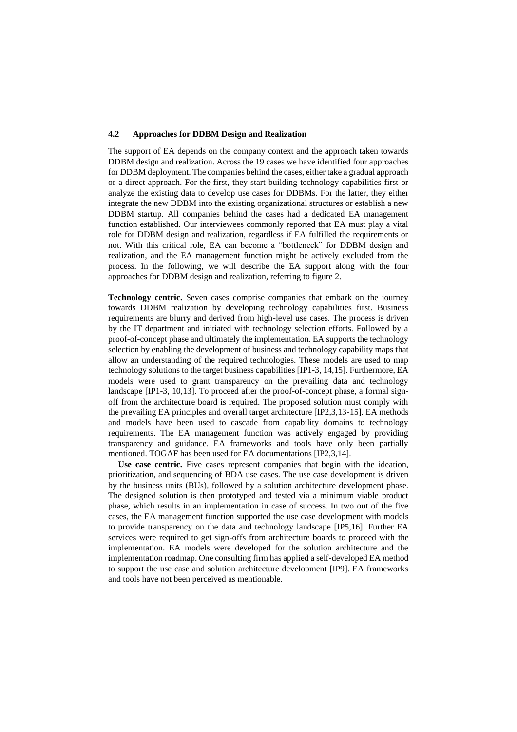### 4.2 Approaches for DDBM Design and Realization

The support of EA depends on the company context and the approach taken towards DDBM design and realization. Across the 19 cases we have identified four approaches for DDBM deployment. The companies behind the cases, either take a gradual approach or a direct approach. For the first, they start building technology capabilities first or analyze the existing data to develop use cases for DDBMs. For the latter, they either integrate the new DDBM into the existing organizational structures or establish a new DDBM startup. All companies behind the cases had a dedicated EA management function established. Our interviewees commonly reported that EA must play a vital role for DDBM design and realization, regardless if EA fulfilled the requirements or not. With this critical role, EA can become a "bottleneck" for DDBM design and realization, and the EA management function might be actively excluded from the process. In the following, we will describe the EA support along with the four approaches for DDBM design and realization, referring to figure 2.

**Technology centric.** Seven cases comprise companies that embark on the journey towards DDBM realization by developing technology capabilities first. Business requirements are blurry and derived from high-level use cases. The process is driven by the IT department and initiated with technology selection efforts. Followed by a proof-of-concept phase and ultimately the implementation. EA supports the technology selection by enabling the development of business and technology capability maps that allow an understanding of the required technologies. These models are used to map technology solutions to the target business capabilities [IP1-3, 14,15]. Furthermore, EA models were used to grant transparency on the prevailing data and technology landscape [IP1-3, 10,13]. To proceed after the proof-of-concept phase, a formal sign-off from the architecture board is required. The proposed solution must comply with the prevailing EA principles and overall target architecture [IP2,3,13-15]. EA methods and models have been used to cascade from capability domains to technology requirements. The EA management function was actively engaged by providing transparency and guidance. EA frameworks and tools have only been partially mentioned. TOGAF has been used for EA documentations [IP2,3,14].

**Use case centric.** Five cases represent companies that begin with the ideation, prioritization, and sequencing of BDA use cases. The use case development is driven by the business units (BUs), followed by a solution architecture development phase. The designed solution is then prototyped and tested via a minimum viable product phase, which results in an implementation in case of success. In two out of the five cases, the EA management function supported the use case development with models to provide transparency on the data and technology landscape [IP5,16]. Further EA services were required to get sign-offs from architecture boards to proceed with the implementation. EA models were developed for the solution architecture and the implementation roadmap. One consulting firm has applied a self-developed EA method to support the use case and solution architecture development [IP9]. EA frameworks and tools have not been perceived as mentionable.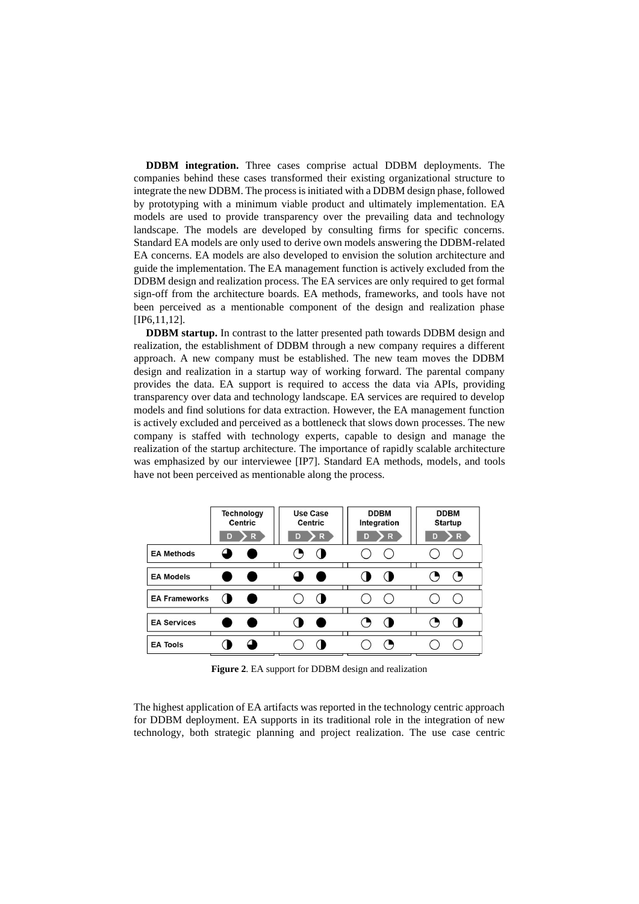**DDBM integration.** Three cases comprise actual DDBM deployments. The companies behind these cases transformed their existing organizational structure to integrate the new DDBM. The process is initiated with a DDBM design phase, followed by prototyping with a minimum viable product and ultimately implementation. EA models are used to provide transparency over the prevailing data and technology landscape. The models are developed by consulting firms for specific concerns. Standard EA models are only used to derive own models answering the DDBM-related EA concerns. EA models are also developed to envision the solution architecture and guide the implementation. The EA management function is actively excluded from the DDBM design and realization process. The EA services are only required to get formal sign-off from the architecture boards. EA methods, frameworks, and tools have not been perceived as a mentionable component of the design and realization phase [IP6,11,12].

**DDBM startup.** In contrast to the latter presented path towards DDBM design and realization, the establishment of DDBM through a new company requires a different approach. A new company must be established. The new team moves the DDBM design and realization in a startup way of working forward. The parental company provides the data. EA support is required to access the data via APIs, providing transparency over data and technology landscape. EA services are required to develop models and find solutions for data extraction. However, the EA management function is actively excluded and perceived as a bottleneck that slows down processes. The new company is staffed with technology experts, capable to design and manage the realization of the startup architecture. The importance of rapidly scalable architecture was emphasized by our interviewee [IP7]. Standard EA methods, models, and tools have not been perceived as mentionable along the process.

Technology Centric
Use Case Centric
DDBM Integration
DDBM Startup
D R
EA Methods
EA Models
EA Frameworks
EA Services
EA Tools

**Figure 2**. EA support for DDBM design and realization

The highest application of EA artifacts was reported in the technology centric approach for DDBM deployment. EA supports in its traditional role in the integration of new technology, both strategic planning and project realization. The use case centric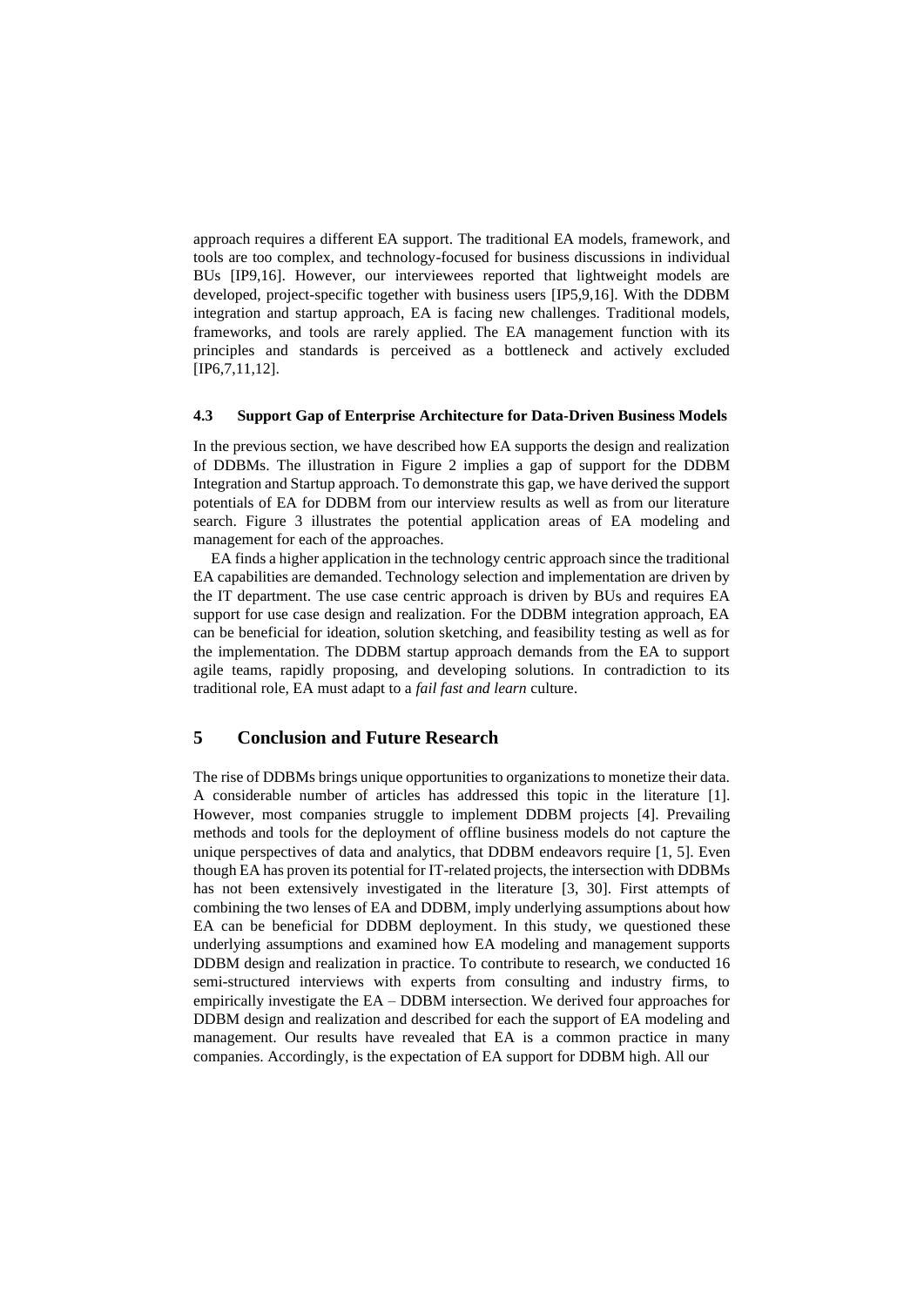approach requires a different EA support. The traditional EA models, framework, and tools are too complex, and technology-focused for business discussions in individual BUs [IP9,16]. However, our interviewees reported that lightweight models are developed, project-specific together with business users [IP5,9,16]. With the DDBM integration and startup approach, EA is facing new challenges. Traditional models, frameworks, and tools are rarely applied. The EA management function with its principles and standards is perceived as a bottleneck and actively excluded [IP6,7,11,12].

### 4.3 Support Gap of Enterprise Architecture for Data-Driven Business Models

In the previous section, we have described how EA supports the design and realization of DDBMs. The illustration in Figure 2 implies a gap of support for the DDBM Integration and Startup approach. To demonstrate this gap, we have derived the support potentials of EA for DDBM from our interview results as well as from our literature search. Figure 3 illustrates the potential application areas of EA modeling and management for each of the approaches.

EA finds a higher application in the technology centric approach since the traditional EA capabilities are demanded. Technology selection and implementation are driven by the IT department. The use case centric approach is driven by BUs and requires EA support for use case design and realization. For the DDBM integration approach, EA can be beneficial for ideation, solution sketching, and feasibility testing as well as for the implementation. The DDBM startup approach demands from the EA to support agile teams, rapidly proposing, and developing solutions. In contradiction to its traditional role, EA must adapt to a *fail fast and learn* culture.

## 5 Conclusion and Future Research

The rise of DDBMs brings unique opportunities to organizations to monetize their data. A considerable number of articles has addressed this topic in the literature [1]. However, most companies struggle to implement DDBM projects [4]. Prevailing methods and tools for the deployment of offline business models do not capture the unique perspectives of data and analytics, that DDBM endeavors require [1, 5]. Even though EA has proven its potential for IT-related projects, the intersection with DDBMs has not been extensively investigated in the literature [3, 30]. First attempts of combining the two lenses of EA and DDBM, imply underlying assumptions about how EA can be beneficial for DDBM deployment. In this study, we questioned these underlying assumptions and examined how EA modeling and management supports DDBM design and realization in practice. To contribute to research, we conducted 16 semi-structured interviews with experts from consulting and industry firms, to empirically investigate the EA – DDBM intersection. We derived four approaches for DDBM design and realization and described for each the support of EA modeling and management. Our results have revealed that EA is a common practice in many companies. Accordingly, is the expectation of EA support for DDBM high. All our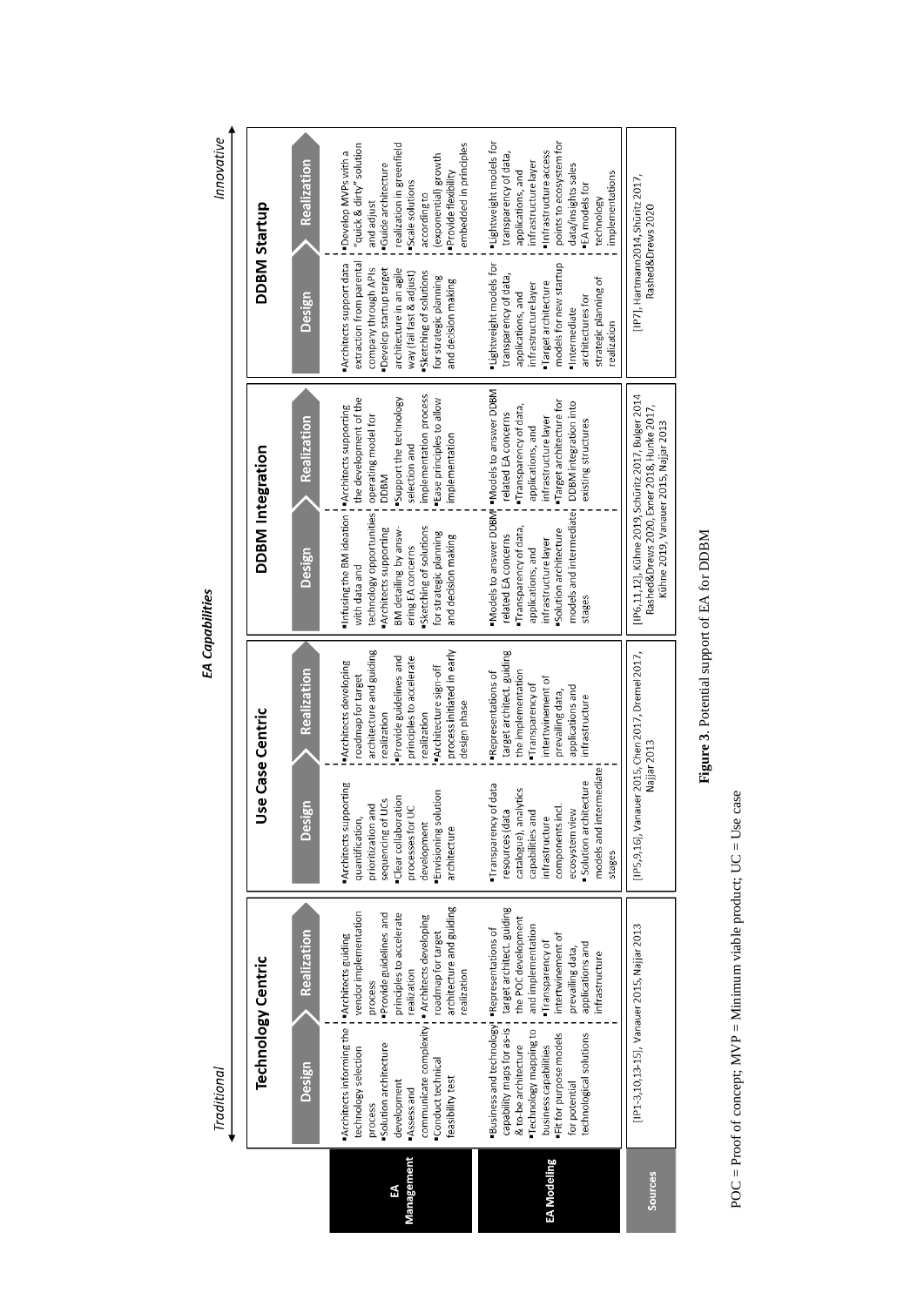*Traditional* ⟷ *Innovative*

**EA Capabilities**

| | Technology Centric – Design | Technology Centric – Realization | Use Case Centric – Design | Use Case Centric – Realization | DDBM Integration – Design | DDBM Integration – Realization | DDBM Startup – Design | DDBM Startup – Realization |
|---|---|---|---|---|---|---|---|---|
| **EA Management** | ▪Architects informing the technology selection process<br>▪Solution architecture development<br>▪Assess and communicate complexity<br>▪Conduct technical feasibility test | ▪Architects guiding vendor implementation process<br>▪Provide guidelines and principles to accelerate realization<br>▪Architects developing roadmap for target architecture and guiding realization | ▪Architects supporting quantification, prioritization and sequencing of UCs<br>▪Clear collaboration processes for UC development<br>▪Envisioning solution architecture | ▪Architects developing roadmap for target architecture and guiding realization<br>▪Provide guidelines and principles to accelerate realization<br>▪Architecture sign-off process initiated in early design phase | ▪Infusing the BM ideation with data and technology opportunities<br>▪Architects supporting BM detailing by answering EA concerns<br>▪Sketching of solutions for strategic planning and decision making | ▪Architects supporting the development of the operating model for DDBM<br>▪Support the technology selection and implementation process<br>▪Ease principles to allow implementation | ▪Architects support data extraction from parental company through APIs<br>▪Develop startup target architecture in an agile way (fail fast & adjust)<br>▪Sketching of solutions for strategic planning and decision making | ▪Develop MVPs with a "quick & dirty" solution and adjust<br>▪Guide architecture realization in greenfield<br>▪Scale solutions according to (exponential) growth<br>▪Provide flexibility embedded in principles |
| **EA Modeling** | ▪Business and technology capability maps for as-is & to-be architecture<br>▪Technology mapping to business capabilities<br>▪Fit for purpose models for potential technological solutions | ▪Representations of target architect. guiding the POC development and implementation<br>▪Transparency of intertwinement of prevailing data, applications and infrastructure | ▪Transparency of data resources (data catalogue), analytics capabilities and infrastructure components incl. ecosystem view<br>▪ Solution architecture models and intermediate stages | ▪Representations of target architect. guiding the implementation<br>▪Transparency of intertwinement of prevailing data, applications and infrastructure | ▪Models to answer DDBM related EA concerns<br>▪Transparency of data, applications, and infrastructure layer<br>▪Solution architecture models and intermediate stages | ▪Models to answer DDBM related EA concerns<br>▪Transparency of data, applications, and infrastructure layer<br>▪Target architecture for DDBM integration into existing structures | ▪Lightweight models for transparency of data, applications, and infrastructure layer<br>▪Target architecture models for new startup<br>▪Intermediate architectures for strategic planning of realization | ▪Lightweight models for transparency of data, applications, and infrastructure layer<br>▪Infrastructure access points to ecosystem for data/insights sales<br>▪EA models for technology implementations |
| **Sources** | [IP1-3,10,13-15], Vanauer 2015, Najjar 2013 | | [IP5,9,16], Vanauer 2015, Chen 2017, Dremel 2017, Najjar 2013 | | [IP6,11,12], Kühne 2019, Schüritz 2017, Bulger 2014 Rashed&Drews 2020, Exner 2018, Hunke 2017, Kühne 2019, Vanauer 2015, Najjar 2013 | | [IP7], Hartmann2014, Schüritz 2017, Rashed&Drews 2020 | |

**Figure 3**. Potential support of EA for DDBM

POC = Proof of concept; MVP = Minimum viable product; UC = Use case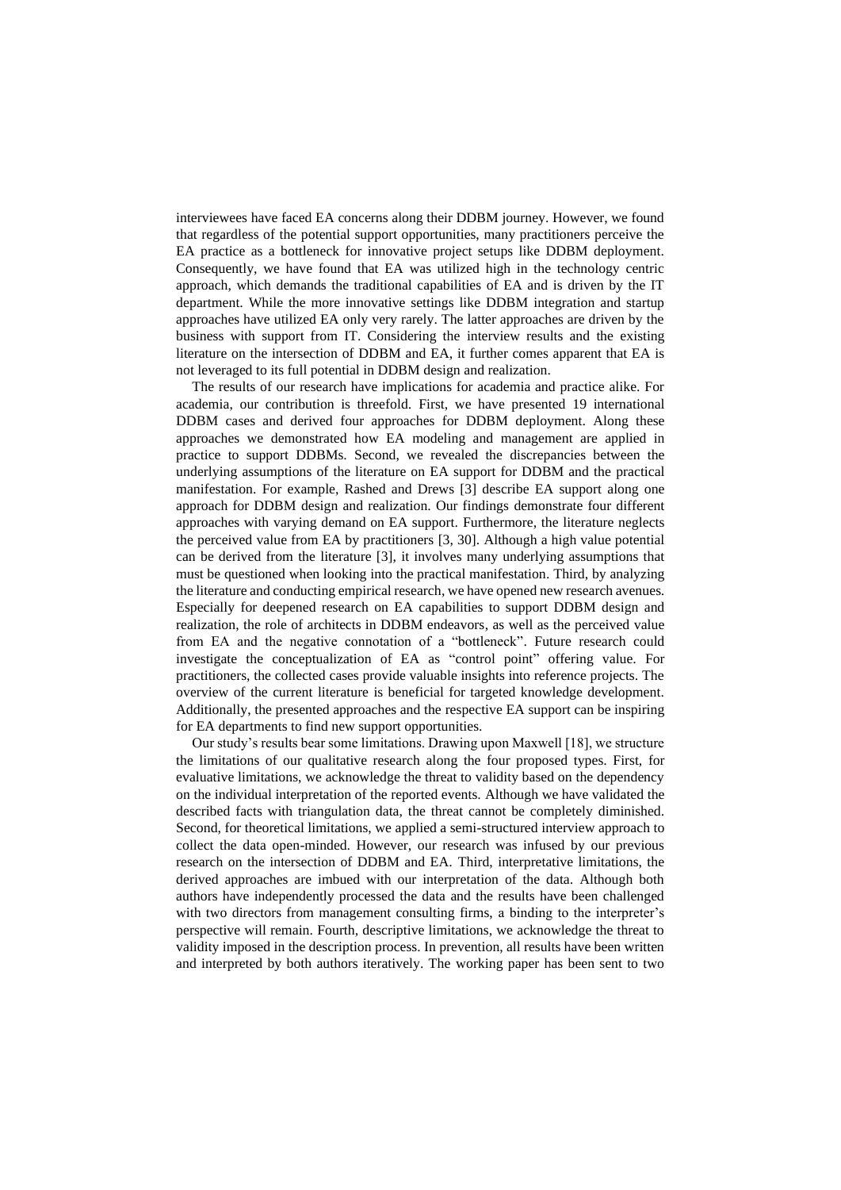interviewees have faced EA concerns along their DDBM journey. However, we found that regardless of the potential support opportunities, many practitioners perceive the EA practice as a bottleneck for innovative project setups like DDBM deployment. Consequently, we have found that EA was utilized high in the technology centric approach, which demands the traditional capabilities of EA and is driven by the IT department. While the more innovative settings like DDBM integration and startup approaches have utilized EA only very rarely. The latter approaches are driven by the business with support from IT. Considering the interview results and the existing literature on the intersection of DDBM and EA, it further comes apparent that EA is not leveraged to its full potential in DDBM design and realization.

The results of our research have implications for academia and practice alike. For academia, our contribution is threefold. First, we have presented 19 international DDBM cases and derived four approaches for DDBM deployment. Along these approaches we demonstrated how EA modeling and management are applied in practice to support DDBMs. Second, we revealed the discrepancies between the underlying assumptions of the literature on EA support for DDBM and the practical manifestation. For example, Rashed and Drews [3] describe EA support along one approach for DDBM design and realization. Our findings demonstrate four different approaches with varying demand on EA support. Furthermore, the literature neglects the perceived value from EA by practitioners [3, 30]. Although a high value potential can be derived from the literature [3], it involves many underlying assumptions that must be questioned when looking into the practical manifestation. Third, by analyzing the literature and conducting empirical research, we have opened new research avenues. Especially for deepened research on EA capabilities to support DDBM design and realization, the role of architects in DDBM endeavors, as well as the perceived value from EA and the negative connotation of a "bottleneck". Future research could investigate the conceptualization of EA as "control point" offering value. For practitioners, the collected cases provide valuable insights into reference projects. The overview of the current literature is beneficial for targeted knowledge development. Additionally, the presented approaches and the respective EA support can be inspiring for EA departments to find new support opportunities.

Our study's results bear some limitations. Drawing upon Maxwell [18], we structure the limitations of our qualitative research along the four proposed types. First, for evaluative limitations, we acknowledge the threat to validity based on the dependency on the individual interpretation of the reported events. Although we have validated the described facts with triangulation data, the threat cannot be completely diminished. Second, for theoretical limitations, we applied a semi-structured interview approach to collect the data open-minded. However, our research was infused by our previous research on the intersection of DDBM and EA. Third, interpretative limitations, the derived approaches are imbued with our interpretation of the data. Although both authors have independently processed the data and the results have been challenged with two directors from management consulting firms, a binding to the interpreter's perspective will remain. Fourth, descriptive limitations, we acknowledge the threat to validity imposed in the description process. In prevention, all results have been written and interpreted by both authors iteratively. The working paper has been sent to two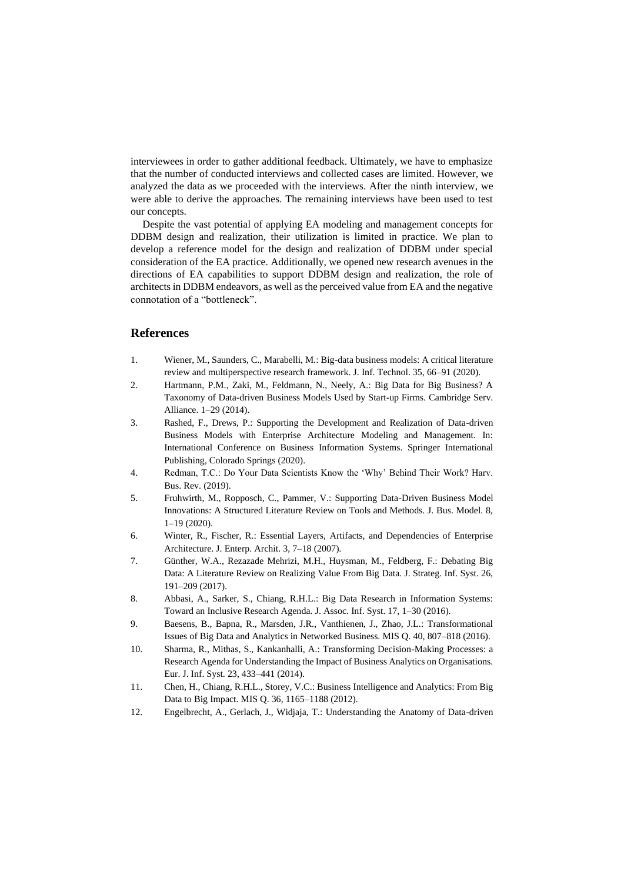interviewees in order to gather additional feedback. Ultimately, we have to emphasize that the number of conducted interviews and collected cases are limited. However, we analyzed the data as we proceeded with the interviews. After the ninth interview, we were able to derive the approaches. The remaining interviews have been used to test our concepts.

Despite the vast potential of applying EA modeling and management concepts for DDBM design and realization, their utilization is limited in practice. We plan to develop a reference model for the design and realization of DDBM under special consideration of the EA practice. Additionally, we opened new research avenues in the directions of EA capabilities to support DDBM design and realization, the role of architects in DDBM endeavors, as well as the perceived value from EA and the negative connotation of a "bottleneck".

## References

1. Wiener, M., Saunders, C., Marabelli, M.: Big-data business models: A critical literature review and multiperspective research framework. J. Inf. Technol. 35, 66–91 (2020).
2. Hartmann, P.M., Zaki, M., Feldmann, N., Neely, A.: Big Data for Big Business? A Taxonomy of Data-driven Business Models Used by Start-up Firms. Cambridge Serv. Alliance. 1–29 (2014).
3. Rashed, F., Drews, P.: Supporting the Development and Realization of Data-driven Business Models with Enterprise Architecture Modeling and Management. In: International Conference on Business Information Systems. Springer International Publishing, Colorado Springs (2020).
4. Redman, T.C.: Do Your Data Scientists Know the 'Why' Behind Their Work? Harv. Bus. Rev. (2019).
5. Fruhwirth, M., Ropposch, C., Pammer, V.: Supporting Data-Driven Business Model Innovations: A Structured Literature Review on Tools and Methods. J. Bus. Model. 8, 1–19 (2020).
6. Winter, R., Fischer, R.: Essential Layers, Artifacts, and Dependencies of Enterprise Architecture. J. Enterp. Archit. 3, 7–18 (2007).
7. Günther, W.A., Rezazade Mehrizi, M.H., Huysman, M., Feldberg, F.: Debating Big Data: A Literature Review on Realizing Value From Big Data. J. Strateg. Inf. Syst. 26, 191–209 (2017).
8. Abbasi, A., Sarker, S., Chiang, R.H.L.: Big Data Research in Information Systems: Toward an Inclusive Research Agenda. J. Assoc. Inf. Syst. 17, 1–30 (2016).
9. Baesens, B., Bapna, R., Marsden, J.R., Vanthienen, J., Zhao, J.L.: Transformational Issues of Big Data and Analytics in Networked Business. MIS Q. 40, 807–818 (2016).
10. Sharma, R., Mithas, S., Kankanhalli, A.: Transforming Decision-Making Processes: a Research Agenda for Understanding the Impact of Business Analytics on Organisations. Eur. J. Inf. Syst. 23, 433–441 (2014).
11. Chen, H., Chiang, R.H.L., Storey, V.C.: Business Intelligence and Analytics: From Big Data to Big Impact. MIS Q. 36, 1165–1188 (2012).
12. Engelbrecht, A., Gerlach, J., Widjaja, T.: Understanding the Anatomy of Data-driven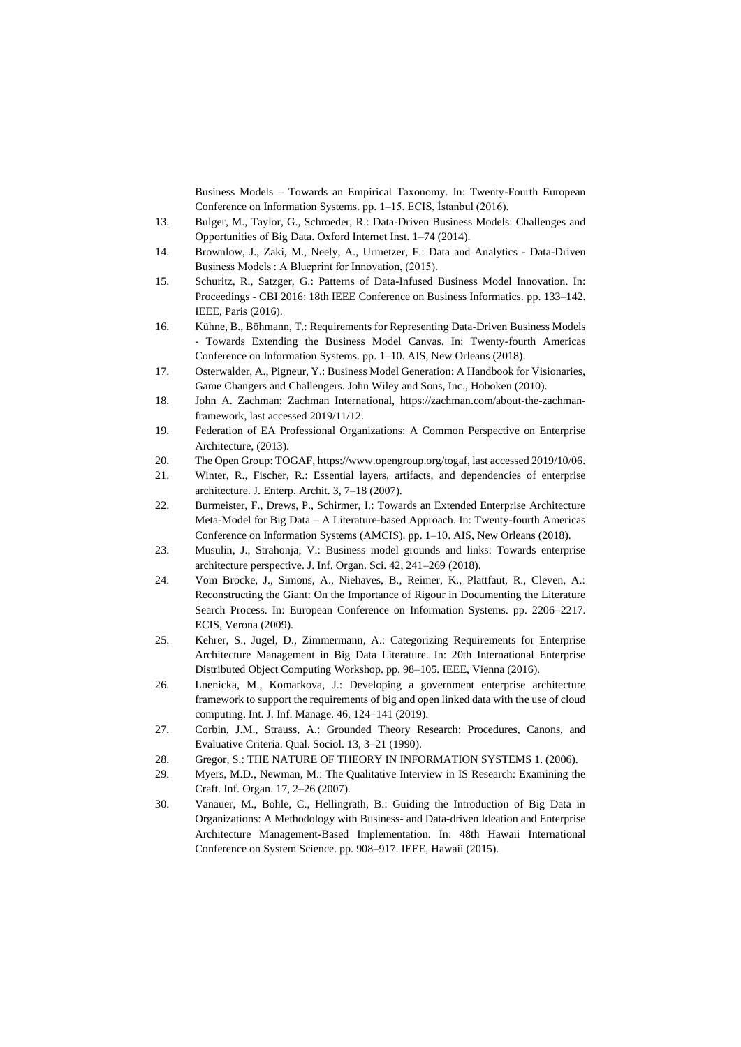Business Models – Towards an Empirical Taxonomy. In: Twenty-Fourth European Conference on Information Systems. pp. 1–15. ECIS, İstanbul (2016).

13. Bulger, M., Taylor, G., Schroeder, R.: Data-Driven Business Models: Challenges and Opportunities of Big Data. Oxford Internet Inst. 1–74 (2014).
14. Brownlow, J., Zaki, M., Neely, A., Urmetzer, F.: Data and Analytics - Data-Driven Business Models : A Blueprint for Innovation, (2015).
15. Schuritz, R., Satzger, G.: Patterns of Data-Infused Business Model Innovation. In: Proceedings - CBI 2016: 18th IEEE Conference on Business Informatics. pp. 133–142. IEEE, Paris (2016).
16. Kühne, B., Böhmann, T.: Requirements for Representing Data-Driven Business Models - Towards Extending the Business Model Canvas. In: Twenty-fourth Americas Conference on Information Systems. pp. 1–10. AIS, New Orleans (2018).
17. Osterwalder, A., Pigneur, Y.: Business Model Generation: A Handbook for Visionaries, Game Changers and Challengers. John Wiley and Sons, Inc., Hoboken (2010).
18. John A. Zachman: Zachman International, https://zachman.com/about-the-zachman-framework, last accessed 2019/11/12.
19. Federation of EA Professional Organizations: A Common Perspective on Enterprise Architecture, (2013).
20. The Open Group: TOGAF, https://www.opengroup.org/togaf, last accessed 2019/10/06.
21. Winter, R., Fischer, R.: Essential layers, artifacts, and dependencies of enterprise architecture. J. Enterp. Archit. 3, 7–18 (2007).
22. Burmeister, F., Drews, P., Schirmer, I.: Towards an Extended Enterprise Architecture Meta-Model for Big Data – A Literature-based Approach. In: Twenty-fourth Americas Conference on Information Systems (AMCIS). pp. 1–10. AIS, New Orleans (2018).
23. Musulin, J., Strahonja, V.: Business model grounds and links: Towards enterprise architecture perspective. J. Inf. Organ. Sci. 42, 241–269 (2018).
24. Vom Brocke, J., Simons, A., Niehaves, B., Reimer, K., Plattfaut, R., Cleven, A.: Reconstructing the Giant: On the Importance of Rigour in Documenting the Literature Search Process. In: European Conference on Information Systems. pp. 2206–2217. ECIS, Verona (2009).
25. Kehrer, S., Jugel, D., Zimmermann, A.: Categorizing Requirements for Enterprise Architecture Management in Big Data Literature. In: 20th International Enterprise Distributed Object Computing Workshop. pp. 98–105. IEEE, Vienna (2016).
26. Lnenicka, M., Komarkova, J.: Developing a government enterprise architecture framework to support the requirements of big and open linked data with the use of cloud computing. Int. J. Inf. Manage. 46, 124–141 (2019).
27. Corbin, J.M., Strauss, A.: Grounded Theory Research: Procedures, Canons, and Evaluative Criteria. Qual. Sociol. 13, 3–21 (1990).
28. Gregor, S.: THE NATURE OF THEORY IN INFORMATION SYSTEMS 1. (2006).
29. Myers, M.D., Newman, M.: The Qualitative Interview in IS Research: Examining the Craft. Inf. Organ. 17, 2–26 (2007).
30. Vanauer, M., Bohle, C., Hellingrath, B.: Guiding the Introduction of Big Data in Organizations: A Methodology with Business- and Data-driven Ideation and Enterprise Architecture Management-Based Implementation. In: 48th Hawaii International Conference on System Science. pp. 908–917. IEEE, Hawaii (2015).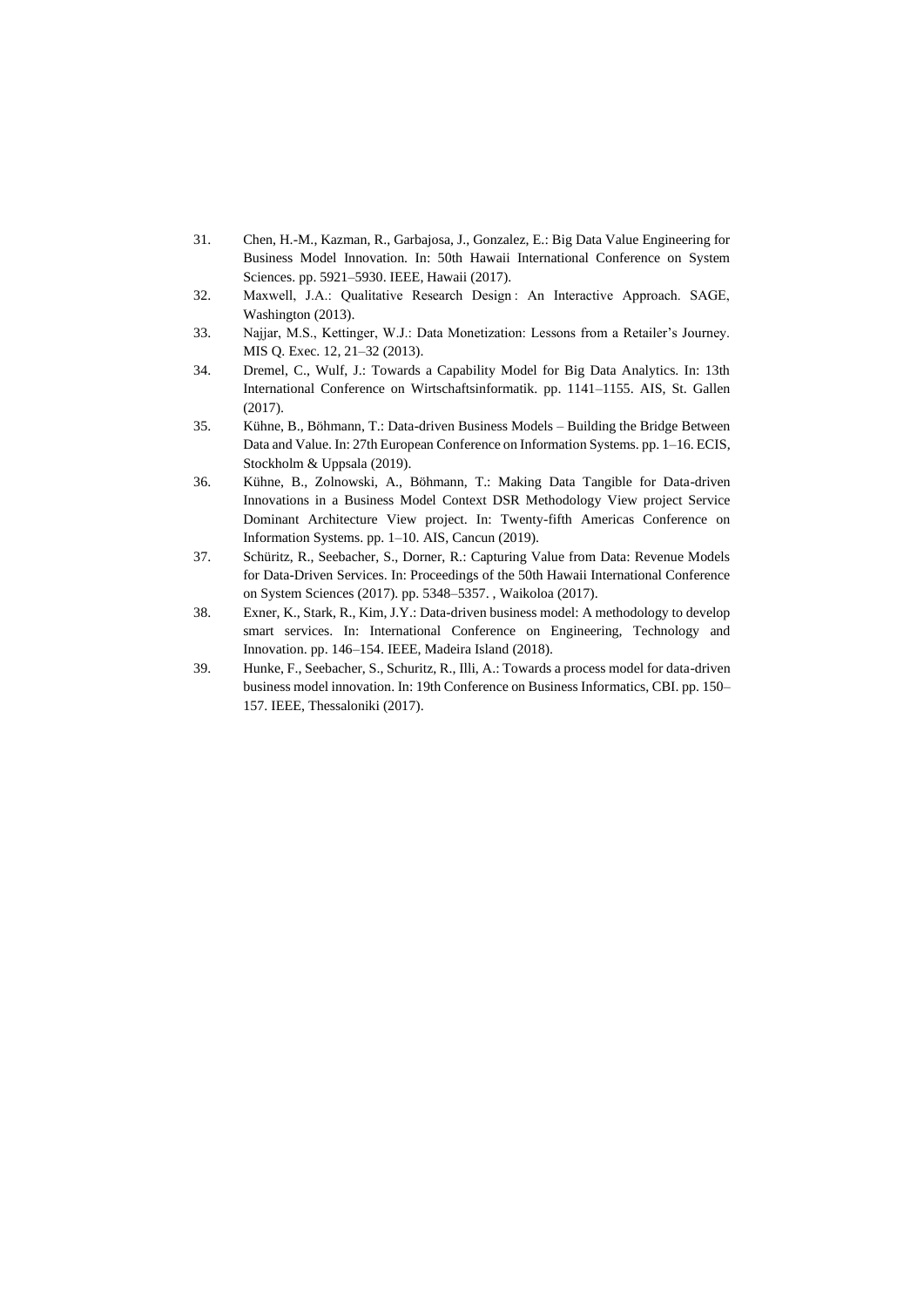31. Chen, H.-M., Kazman, R., Garbajosa, J., Gonzalez, E.: Big Data Value Engineering for Business Model Innovation. In: 50th Hawaii International Conference on System Sciences. pp. 5921–5930. IEEE, Hawaii (2017).
32. Maxwell, J.A.: Qualitative Research Design : An Interactive Approach. SAGE, Washington (2013).
33. Najjar, M.S., Kettinger, W.J.: Data Monetization: Lessons from a Retailer's Journey. MIS Q. Exec. 12, 21–32 (2013).
34. Dremel, C., Wulf, J.: Towards a Capability Model for Big Data Analytics. In: 13th International Conference on Wirtschaftsinformatik. pp. 1141–1155. AIS, St. Gallen (2017).
35. Kühne, B., Böhmann, T.: Data-driven Business Models – Building the Bridge Between Data and Value. In: 27th European Conference on Information Systems. pp. 1–16. ECIS, Stockholm & Uppsala (2019).
36. Kühne, B., Zolnowski, A., Böhmann, T.: Making Data Tangible for Data-driven Innovations in a Business Model Context DSR Methodology View project Service Dominant Architecture View project. In: Twenty-fifth Americas Conference on Information Systems. pp. 1–10. AIS, Cancun (2019).
37. Schüritz, R., Seebacher, S., Dorner, R.: Capturing Value from Data: Revenue Models for Data-Driven Services. In: Proceedings of the 50th Hawaii International Conference on System Sciences (2017). pp. 5348–5357. , Waikoloa (2017).
38. Exner, K., Stark, R., Kim, J.Y.: Data-driven business model: A methodology to develop smart services. In: International Conference on Engineering, Technology and Innovation. pp. 146–154. IEEE, Madeira Island (2018).
39. Hunke, F., Seebacher, S., Schuritz, R., Illi, A.: Towards a process model for data-driven business model innovation. In: 19th Conference on Business Informatics, CBI. pp. 150–157. IEEE, Thessaloniki (2017).